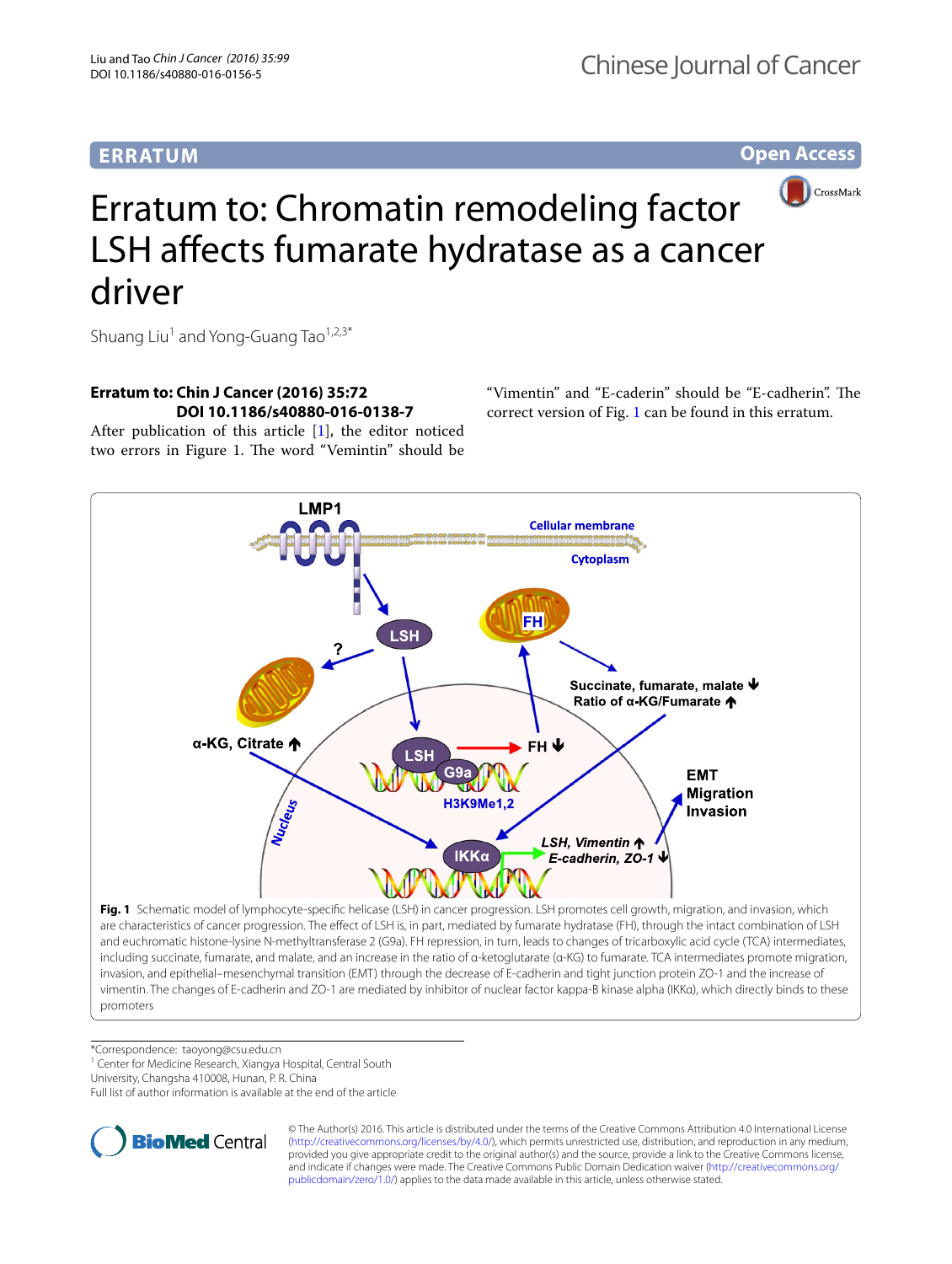ERRATUM

Open Access

# Erratum to: Chromatin remodeling factor LSH affects fumarate hydratase as a cancer driver

Shuang Liu[1] and Yong-Guang Tao[1,2,3*]

**Erratum to: Chin J Cancer (2016) 35:72**
**DOI 10.1186/s40880-016-0138-7**

After publication of this article [1], the editor noticed two errors in Figure 1. The word "Vemintin" should be "Vimentin" and "E-caderin" should be "E-cadherin". The correct version of Fig. 1 can be found in this erratum.

**Fig. 1** Schematic model of lymphocyte-specific helicase (LSH) in cancer progression. LSH promotes cell growth, migration, and invasion, which are characteristics of cancer progression. The effect of LSH is, in part, mediated by fumarate hydratase (FH), through the intact combination of LSH and euchromatic histone-lysine N-methyltransferase 2 (G9a). FH repression, in turn, leads to changes of tricarboxylic acid cycle (TCA) intermediates, including succinate, fumarate, and malate, and an increase in the ratio of α-ketoglutarate (α-KG) to fumarate. TCA intermediates promote migration, invasion, and epithelial–mesenchymal transition (EMT) through the decrease of E-cadherin and tight junction protein ZO-1 and the increase of vimentin. The changes of E-cadherin and ZO-1 are mediated by inhibitor of nuclear factor kappa-B kinase alpha (IKKα), which directly binds to these promoters

*Correspondence: taoyong@csu.edu.cn
[1] Center for Medicine Research, Xiangya Hospital, Central South University, Changsha 410008, Hunan, P. R. China
Full list of author information is available at the end of the article

© The Author(s) 2016. This article is distributed under the terms of the Creative Commons Attribution 4.0 International License (http://creativecommons.org/licenses/by/4.0/), which permits unrestricted use, distribution, and reproduction in any medium, provided you give appropriate credit to the original author(s) and the source, provide a link to the Creative Commons license, and indicate if changes were made. The Creative Commons Public Domain Dedication waiver (http://creativecommons.org/publicdomain/zero/1.0/) applies to the data made available in this article, unless otherwise stated.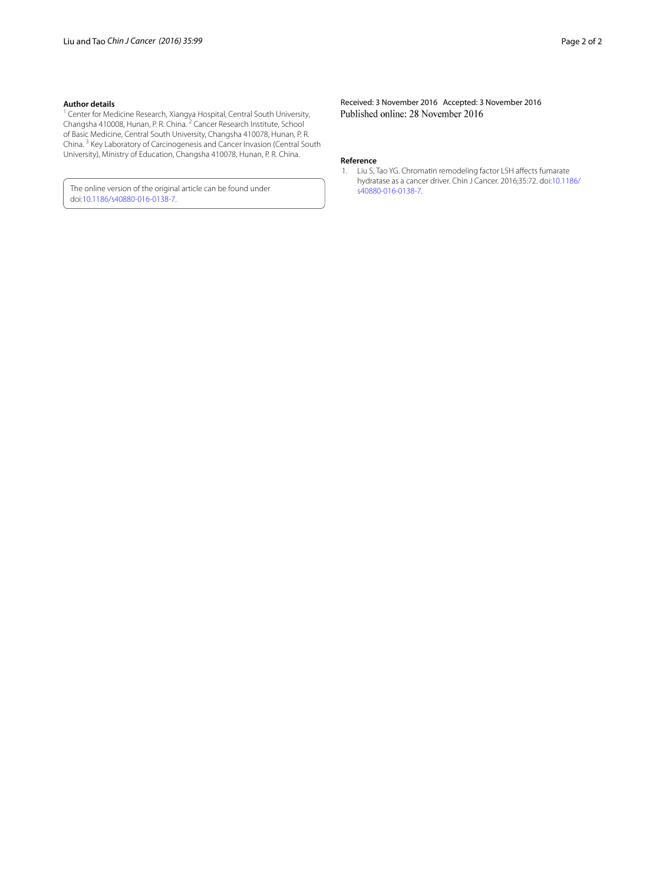**Author details**

[1] Center for Medicine Research, Xiangya Hospital, Central South University, Changsha 410008, Hunan, P. R. China. [2] Cancer Research Institute, School of Basic Medicine, Central South University, Changsha 410078, Hunan, P. R. China. [3] Key Laboratory of Carcinogenesis and Cancer Invasion (Central South University), Ministry of Education, Changsha 410078, Hunan, P. R. China.

The online version of the original article can be found under doi:10.1186/s40880-016-0138-7.

Received: 3 November 2016 Accepted: 3 November 2016
Published online: 28 November 2016

**Reference**

1. Liu S, Tao YG. Chromatin remodeling factor LSH affects fumarate hydratase as a cancer driver. Chin J Cancer. 2016;35:72. doi:10.1186/s40880-016-0138-7.